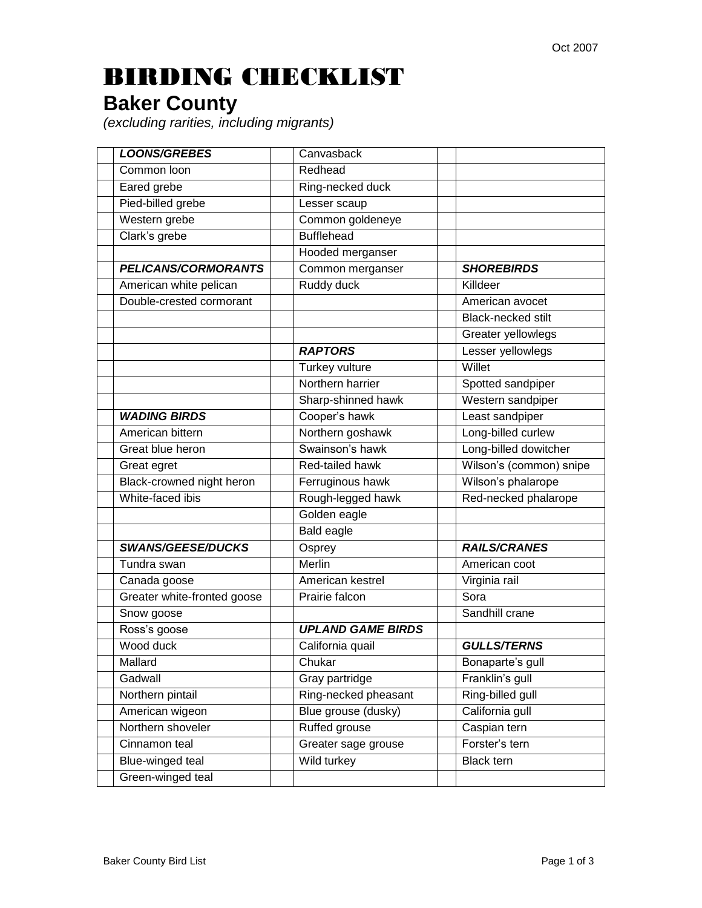Oct 2007

# BIRDING CHECKLIST

## Baker County

*(excluding rarities, including migrants)*

| | | | | | |
|---|---|---|---|---|---|
| | ***LOONS/GREBES*** | | Canvasback | | |
| | Common loon | | Redhead | | |
| | Eared grebe | | Ring-necked duck | | |
| | Pied-billed grebe | | Lesser scaup | | |
| | Western grebe | | Common goldeneye | | |
| | Clark's grebe | | Bufflehead | | |
| | | | Hooded merganser | | |
| | ***PELICANS/CORMORANTS*** | | Common merganser | | ***SHOREBIRDS*** |
| | American white pelican | | Ruddy duck | | Killdeer |
| | Double-crested cormorant | | | | American avocet |
| | | | | | Black-necked stilt |
| | | | | | Greater yellowlegs |
| | | | ***RAPTORS*** | | Lesser yellowlegs |
| | | | Turkey vulture | | Willet |
| | | | Northern harrier | | Spotted sandpiper |
| | | | Sharp-shinned hawk | | Western sandpiper |
| | ***WADING BIRDS*** | | Cooper's hawk | | Least sandpiper |
| | American bittern | | Northern goshawk | | Long-billed curlew |
| | Great blue heron | | Swainson's hawk | | Long-billed dowitcher |
| | Great egret | | Red-tailed hawk | | Wilson's (common) snipe |
| | Black-crowned night heron | | Ferruginous hawk | | Wilson's phalarope |
| | White-faced ibis | | Rough-legged hawk | | Red-necked phalarope |
| | | | Golden eagle | | |
| | | | Bald eagle | | |
| | ***SWANS/GEESE/DUCKS*** | | Osprey | | ***RAILS/CRANES*** |
| | Tundra swan | | Merlin | | American coot |
| | Canada goose | | American kestrel | | Virginia rail |
| | Greater white-fronted goose | | Prairie falcon | | Sora |
| | Snow goose | | | | Sandhill crane |
| | Ross's goose | | ***UPLAND GAME BIRDS*** | | |
| | Wood duck | | California quail | | ***GULLS/TERNS*** |
| | Mallard | | Chukar | | Bonaparte's gull |
| | Gadwall | | Gray partridge | | Franklin's gull |
| | Northern pintail | | Ring-necked pheasant | | Ring-billed gull |
| | American wigeon | | Blue grouse (dusky) | | California gull |
| | Northern shoveler | | Ruffed grouse | | Caspian tern |
| | Cinnamon teal | | Greater sage grouse | | Forster's tern |
| | Blue-winged teal | | Wild turkey | | Black tern |
| | Green-winged teal | | | | |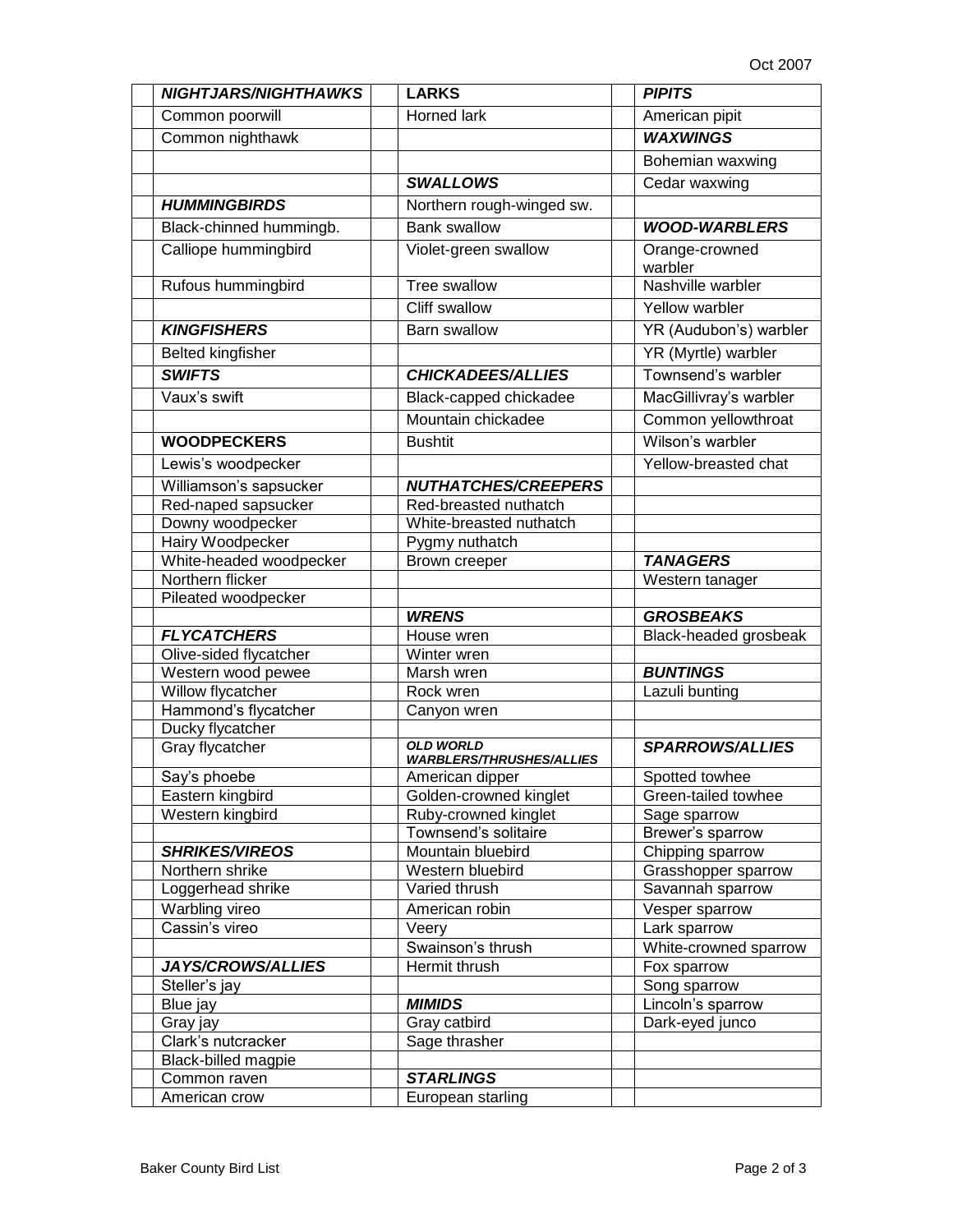| | ***NIGHTJARS/NIGHTHAWKS*** | | **LARKS** | | ***PIPITS*** |
|---|---|---|---|---|---|
| | Common poorwill | | Horned lark | | American pipit |
| | Common nighthawk | | | | ***WAXWINGS*** |
| | | | | | Bohemian waxwing |
| | | | ***SWALLOWS*** | | Cedar waxwing |
| | ***HUMMINGBIRDS*** | | Northern rough-winged sw. | | |
| | Black-chinned hummingb. | | Bank swallow | | ***WOOD-WARBLERS*** |
| | Calliope hummingbird | | Violet-green swallow | | Orange-crowned warbler |
| | Rufous hummingbird | | Tree swallow | | Nashville warbler |
| | | | Cliff swallow | | Yellow warbler |
| | ***KINGFISHERS*** | | Barn swallow | | YR (Audubon's) warbler |
| | Belted kingfisher | | | | YR (Myrtle) warbler |
| | ***SWIFTS*** | | ***CHICKADEES/ALLIES*** | | Townsend's warbler |
| | Vaux's swift | | Black-capped chickadee | | MacGillivray's warbler |
| | | | Mountain chickadee | | Common yellowthroat |
| | **WOODPECKERS** | | Bushtit | | Wilson's warbler |
| | Lewis's woodpecker | | | | Yellow-breasted chat |
| | Williamson's sapsucker | | ***NUTHATCHES/CREEPERS*** | | |
| | Red-naped sapsucker | | Red-breasted nuthatch | | |
| | Downy woodpecker | | White-breasted nuthatch | | |
| | Hairy Woodpecker | | Pygmy nuthatch | | |
| | White-headed woodpecker | | Brown creeper | | ***TANAGERS*** |
| | Northern flicker | | | | Western tanager |
| | Pileated woodpecker | | | | |
| | | | ***WRENS*** | | ***GROSBEAKS*** |
| | ***FLYCATCHERS*** | | House wren | | Black-headed grosbeak |
| | Olive-sided flycatcher | | Winter wren | | |
| | Western wood pewee | | Marsh wren | | ***BUNTINGS*** |
| | Willow flycatcher | | Rock wren | | Lazuli bunting |
| | Hammond's flycatcher | | Canyon wren | | |
| | Ducky flycatcher | | | | |
| | Gray flycatcher | | ***OLD WORLD WARBLERS/THRUSHES/ALLIES*** | | ***SPARROWS/ALLIES*** |
| | Say's phoebe | | American dipper | | Spotted towhee |
| | Eastern kingbird | | Golden-crowned kinglet | | Green-tailed towhee |
| | Western kingbird | | Ruby-crowned kinglet | | Sage sparrow |
| | | | Townsend's solitaire | | Brewer's sparrow |
| | ***SHRIKES/VIREOS*** | | Mountain bluebird | | Chipping sparrow |
| | Northern shrike | | Western bluebird | | Grasshopper sparrow |
| | Loggerhead shrike | | Varied thrush | | Savannah sparrow |
| | Warbling vireo | | American robin | | Vesper sparrow |
| | Cassin's vireo | | Veery | | Lark sparrow |
| | | | Swainson's thrush | | White-crowned sparrow |
| | ***JAYS/CROWS/ALLIES*** | | Hermit thrush | | Fox sparrow |
| | Steller's jay | | | | Song sparrow |
| | Blue jay | | ***MIMIDS*** | | Lincoln's sparrow |
| | Gray jay | | Gray catbird | | Dark-eyed junco |
| | Clark's nutcracker | | Sage thrasher | | |
| | Black-billed magpie | | | | |
| | Common raven | | ***STARLINGS*** | | |
| | American crow | | European starling | | |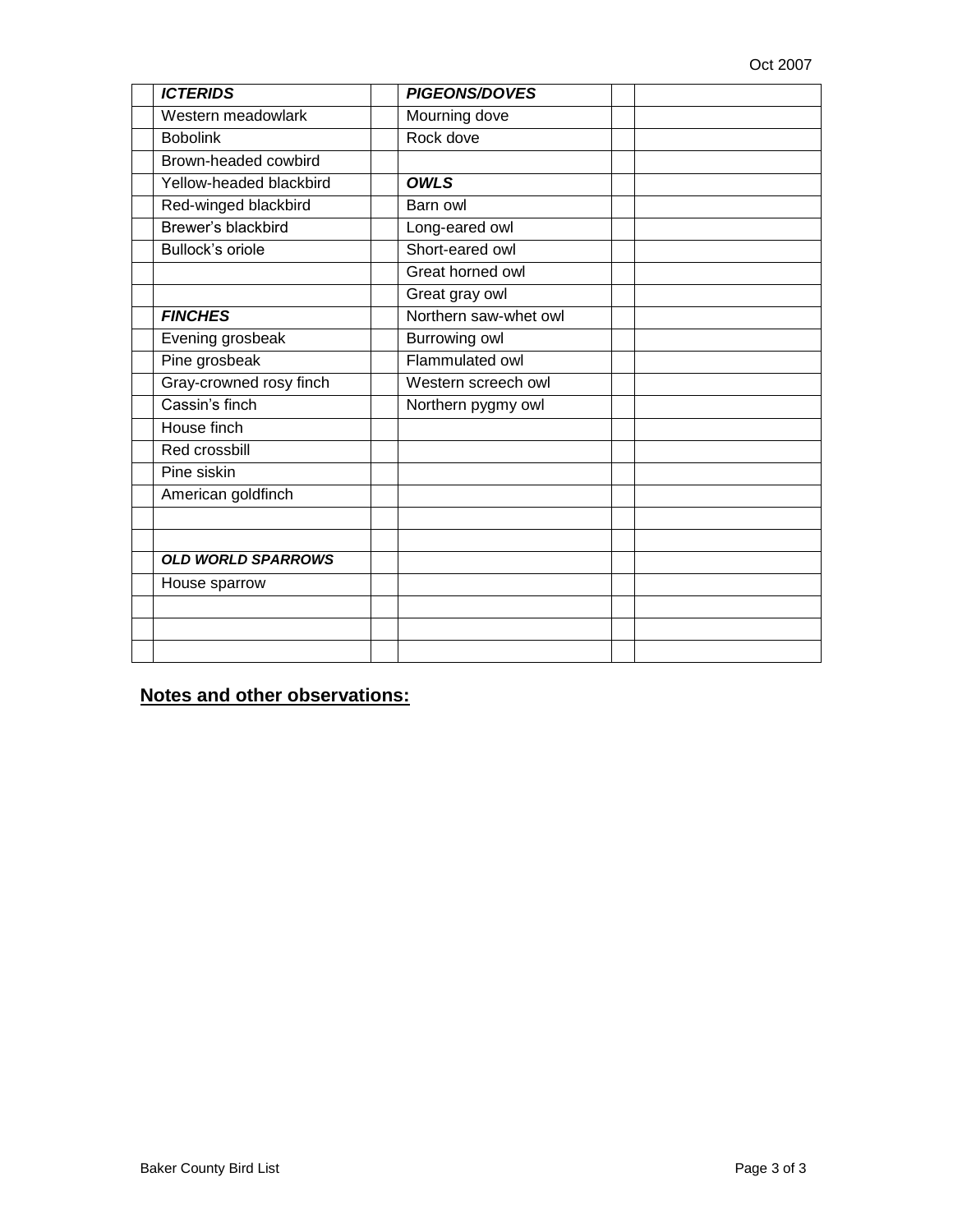Oct 2007

| | | | | | |
|---|---|---|---|---|---|
| | ***ICTERIDS*** | | ***PIGEONS/DOVES*** | | |
| | Western meadowlark | | Mourning dove | | |
| | Bobolink | | Rock dove | | |
| | Brown-headed cowbird | | | | |
| | Yellow-headed blackbird | | ***OWLS*** | | |
| | Red-winged blackbird | | Barn owl | | |
| | Brewer's blackbird | | Long-eared owl | | |
| | Bullock's oriole | | Short-eared owl | | |
| | | | Great horned owl | | |
| | | | Great gray owl | | |
| | ***FINCHES*** | | Northern saw-whet owl | | |
| | Evening grosbeak | | Burrowing owl | | |
| | Pine grosbeak | | Flammulated owl | | |
| | Gray-crowned rosy finch | | Western screech owl | | |
| | Cassin's finch | | Northern pygmy owl | | |
| | House finch | | | | |
| | Red crossbill | | | | |
| | Pine siskin | | | | |
| | American goldfinch | | | | |
| | | | | | |
| | | | | | |
| | ***OLD WORLD SPARROWS*** | | | | |
| | House sparrow | | | | |
| | | | | | |
| | | | | | |
| | | | | | |

## Notes and other observations: